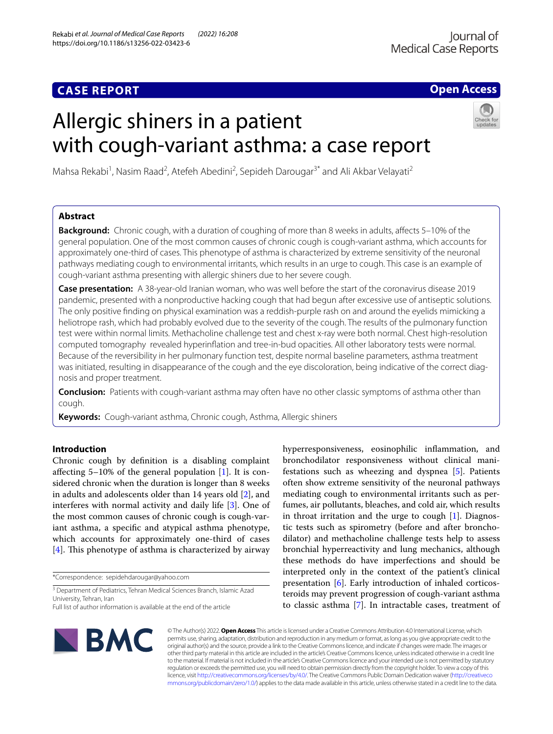CASE REPORT

Open Access

# Allergic shiners in a patient with cough-variant asthma: a case report

Mahsa Rekabi[1], Nasim Raad[2], Atefeh Abedini[2], Sepideh Darougar[3*] and Ali Akbar Velayati[2]

## Abstract

**Background:** Chronic cough, with a duration of coughing of more than 8 weeks in adults, affects 5–10% of the general population. One of the most common causes of chronic cough is cough-variant asthma, which accounts for approximately one-third of cases. This phenotype of asthma is characterized by extreme sensitivity of the neuronal pathways mediating cough to environmental irritants, which results in an urge to cough. This case is an example of cough-variant asthma presenting with allergic shiners due to her severe cough.

**Case presentation:** A 38-year-old Iranian woman, who was well before the start of the coronavirus disease 2019 pandemic, presented with a nonproductive hacking cough that had begun after excessive use of antiseptic solutions. The only positive finding on physical examination was a reddish-purple rash on and around the eyelids mimicking a heliotrope rash, which had probably evolved due to the severity of the cough. The results of the pulmonary function test were within normal limits. Methacholine challenge test and chest x-ray were both normal. Chest high-resolution computed tomography revealed hyperinflation and tree-in-bud opacities. All other laboratory tests were normal. Because of the reversibility in her pulmonary function test, despite normal baseline parameters, asthma treatment was initiated, resulting in disappearance of the cough and the eye discoloration, being indicative of the correct diagnosis and proper treatment.

**Conclusion:** Patients with cough-variant asthma may often have no other classic symptoms of asthma other than cough.

**Keywords:** Cough-variant asthma, Chronic cough, Asthma, Allergic shiners

## Introduction

Chronic cough by definition is a disabling complaint affecting 5–10% of the general population [1]. It is considered chronic when the duration is longer than 8 weeks in adults and adolescents older than 14 years old [2], and interferes with normal activity and daily life [3]. One of the most common causes of chronic cough is cough-variant asthma, a specific and atypical asthma phenotype, which accounts for approximately one-third of cases [4]. This phenotype of asthma is characterized by airway hyperresponsiveness, eosinophilic inflammation, and bronchodilator responsiveness without clinical manifestations such as wheezing and dyspnea [5]. Patients often show extreme sensitivity of the neuronal pathways mediating cough to environmental irritants such as perfumes, air pollutants, bleaches, and cold air, which results in throat irritation and the urge to cough [1]. Diagnostic tests such as spirometry (before and after bronchodilator) and methacholine challenge tests help to assess bronchial hyperreactivity and lung mechanics, although these methods do have imperfections and should be interpreted only in the context of the patient's clinical presentation [6]. Early introduction of inhaled corticosteroids may prevent progression of cough-variant asthma to classic asthma [7]. In intractable cases, treatment of

*Correspondence: sepidehdarougar@yahoo.com

[3] Department of Pediatrics, Tehran Medical Sciences Branch, Islamic Azad University, Tehran, Iran

Full list of author information is available at the end of the article

© The Author(s) 2022. **Open Access** This article is licensed under a Creative Commons Attribution 4.0 International License, which permits use, sharing, adaptation, distribution and reproduction in any medium or format, as long as you give appropriate credit to the original author(s) and the source, provide a link to the Creative Commons licence, and indicate if changes were made. The images or other third party material in this article are included in the article's Creative Commons licence, unless indicated otherwise in a credit line to the material. If material is not included in the article's Creative Commons licence and your intended use is not permitted by statutory regulation or exceeds the permitted use, you will need to obtain permission directly from the copyright holder. To view a copy of this licence, visit http://creativecommons.org/licenses/by/4.0/. The Creative Commons Public Domain Dedication waiver (http://creativecommons.org/publicdomain/zero/1.0/) applies to the data made available in this article, unless otherwise stated in a credit line to the data.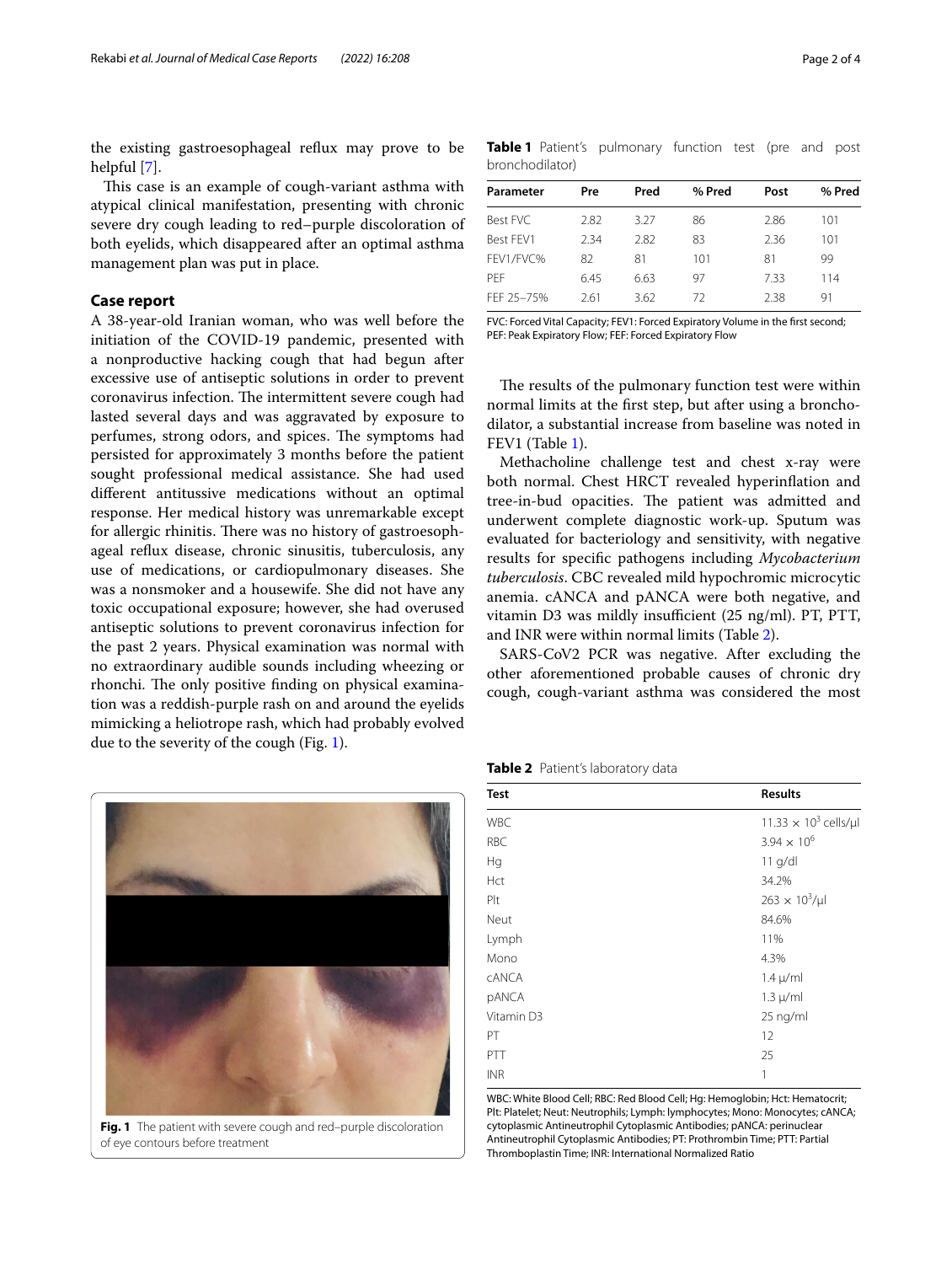the existing gastroesophageal reflux may prove to be helpful [7].

This case is an example of cough-variant asthma with atypical clinical manifestation, presenting with chronic severe dry cough leading to red–purple discoloration of both eyelids, which disappeared after an optimal asthma management plan was put in place.

## Case report

A 38-year-old Iranian woman, who was well before the initiation of the COVID-19 pandemic, presented with a nonproductive hacking cough that had begun after excessive use of antiseptic solutions in order to prevent coronavirus infection. The intermittent severe cough had lasted several days and was aggravated by exposure to perfumes, strong odors, and spices. The symptoms had persisted for approximately 3 months before the patient sought professional medical assistance. She had used different antitussive medications without an optimal response. Her medical history was unremarkable except for allergic rhinitis. There was no history of gastroesophageal reflux disease, chronic sinusitis, tuberculosis, any use of medications, or cardiopulmonary diseases. She was a nonsmoker and a housewife. She did not have any toxic occupational exposure; however, she had overused antiseptic solutions to prevent coronavirus infection for the past 2 years. Physical examination was normal with no extraordinary audible sounds including wheezing or rhonchi. The only positive finding on physical examination was a reddish-purple rash on and around the eyelids mimicking a heliotrope rash, which had probably evolved due to the severity of the cough (Fig. 1).

Fig. 1 The patient with severe cough and red–purple discoloration of eye contours before treatment

**Table 1** Patient's pulmonary function test (pre and post bronchodilator)

| Parameter | Pre | Pred | % Pred | Post | % Pred |
|---|---|---|---|---|---|
| Best FVC | 2.82 | 3.27 | 86 | 2.86 | 101 |
| Best FEV1 | 2.34 | 2.82 | 83 | 2.36 | 101 |
| FEV1/FVC% | 82 | 81 | 101 | 81 | 99 |
| PEF | 6.45 | 6.63 | 97 | 7.33 | 114 |
| FEF 25–75% | 2.61 | 3.62 | 72 | 2.38 | 91 |

FVC: Forced Vital Capacity; FEV1: Forced Expiratory Volume in the first second; PEF: Peak Expiratory Flow; FEF: Forced Expiratory Flow

The results of the pulmonary function test were within normal limits at the first step, but after using a bronchodilator, a substantial increase from baseline was noted in FEV1 (Table 1).

Methacholine challenge test and chest x-ray were both normal. Chest HRCT revealed hyperinflation and tree-in-bud opacities. The patient was admitted and underwent complete diagnostic work-up. Sputum was evaluated for bacteriology and sensitivity, with negative results for specific pathogens including *Mycobacterium tuberculosis*. CBC revealed mild hypochromic microcytic anemia. cANCA and pANCA were both negative, and vitamin D3 was mildly insufficient (25 ng/ml). PT, PTT, and INR were within normal limits (Table 2).

SARS-CoV2 PCR was negative. After excluding the other aforementioned probable causes of chronic dry cough, cough-variant asthma was considered the most

**Table 2** Patient's laboratory data

| Test | Results |
|---|---|
| WBC | $11.33 \times 10^3$ cells/µl |
| RBC | $3.94 \times 10^6$ |
| Hg | 11 g/dl |
| Hct | 34.2% |
| Plt | $263 \times 10^3$/µl |
| Neut | 84.6% |
| Lymph | 11% |
| Mono | 4.3% |
| cANCA | 1.4 µ/ml |
| pANCA | 1.3 µ/ml |
| Vitamin D3 | 25 ng/ml |
| PT | 12 |
| PTT | 25 |
| INR | 1 |

WBC: White Blood Cell; RBC: Red Blood Cell; Hg: Hemoglobin; Hct: Hematocrit; Plt: Platelet; Neut: Neutrophils; Lymph: lymphocytes; Mono: Monocytes; cANCA: cytoplasmic Antineutrophil Cytoplasmic Antibodies; pANCA: perinuclear Antineutrophil Cytoplasmic Antibodies; PT: Prothrombin Time; PTT: Partial Thromboplastin Time; INR: International Normalized Ratio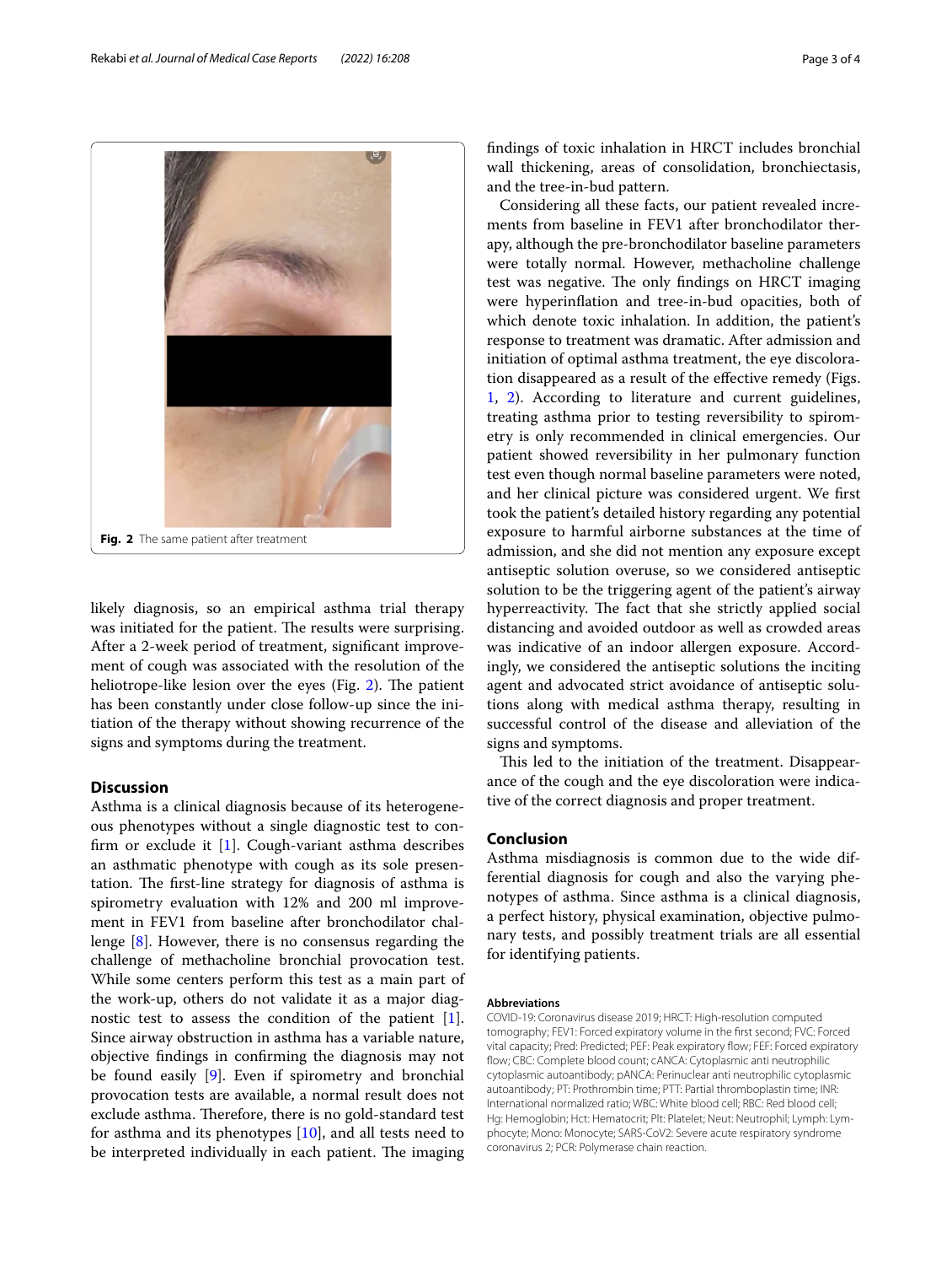Fig. 2 The same patient after treatment

likely diagnosis, so an empirical asthma trial therapy was initiated for the patient. The results were surprising. After a 2-week period of treatment, significant improvement of cough was associated with the resolution of the heliotrope-like lesion over the eyes (Fig. 2). The patient has been constantly under close follow-up since the initiation of the therapy without showing recurrence of the signs and symptoms during the treatment.

## Discussion

Asthma is a clinical diagnosis because of its heterogeneous phenotypes without a single diagnostic test to confirm or exclude it [1]. Cough-variant asthma describes an asthmatic phenotype with cough as its sole presentation. The first-line strategy for diagnosis of asthma is spirometry evaluation with 12% and 200 ml improvement in FEV1 from baseline after bronchodilator challenge [8]. However, there is no consensus regarding the challenge of methacholine bronchial provocation test. While some centers perform this test as a main part of the work-up, others do not validate it as a major diagnostic test to assess the condition of the patient [1]. Since airway obstruction in asthma has a variable nature, objective findings in confirming the diagnosis may not be found easily [9]. Even if spirometry and bronchial provocation tests are available, a normal result does not exclude asthma. Therefore, there is no gold-standard test for asthma and its phenotypes [10], and all tests need to be interpreted individually in each patient. The imaging findings of toxic inhalation in HRCT includes bronchial wall thickening, areas of consolidation, bronchiectasis, and the tree-in-bud pattern.

Considering all these facts, our patient revealed increments from baseline in FEV1 after bronchodilator therapy, although the pre-bronchodilator baseline parameters were totally normal. However, methacholine challenge test was negative. The only findings on HRCT imaging were hyperinflation and tree-in-bud opacities, both of which denote toxic inhalation. In addition, the patient's response to treatment was dramatic. After admission and initiation of optimal asthma treatment, the eye discoloration disappeared as a result of the effective remedy (Figs. 1, 2). According to literature and current guidelines, treating asthma prior to testing reversibility to spirometry is only recommended in clinical emergencies. Our patient showed reversibility in her pulmonary function test even though normal baseline parameters were noted, and her clinical picture was considered urgent. We first took the patient's detailed history regarding any potential exposure to harmful airborne substances at the time of admission, and she did not mention any exposure except antiseptic solution overuse, so we considered antiseptic solution to be the triggering agent of the patient's airway hyperreactivity. The fact that she strictly applied social distancing and avoided outdoor as well as crowded areas was indicative of an indoor allergen exposure. Accordingly, we considered the antiseptic solutions the inciting agent and advocated strict avoidance of antiseptic solutions along with medical asthma therapy, resulting in successful control of the disease and alleviation of the signs and symptoms.

This led to the initiation of the treatment. Disappearance of the cough and the eye discoloration were indicative of the correct diagnosis and proper treatment.

## Conclusion

Asthma misdiagnosis is common due to the wide differential diagnosis for cough and also the varying phenotypes of asthma. Since asthma is a clinical diagnosis, a perfect history, physical examination, objective pulmonary tests, and possibly treatment trials are all essential for identifying patients.

#### Abbreviations

COVID-19: Coronavirus disease 2019; HRCT: High-resolution computed tomography; FEV1: Forced expiratory volume in the first second; FVC: Forced vital capacity; Pred: Predicted; PEF: Peak expiratory flow; FEF: Forced expiratory flow; CBC: Complete blood count; cANCA: Cytoplasmic anti neutrophilic cytoplasmic autoantibody; pANCA: Perinuclear anti neutrophilic cytoplasmic autoantibody; PT: Prothrombin time; PTT: Partial thromboplastin time; INR: International normalized ratio; WBC: White blood cell; RBC: Red blood cell; Hg: Hemoglobin; Hct: Hematocrit; Plt: Platelet; Neut: Neutrophil; Lymph: Lymphocyte; Mono: Monocyte; SARS-CoV2: Severe acute respiratory syndrome coronavirus 2; PCR: Polymerase chain reaction.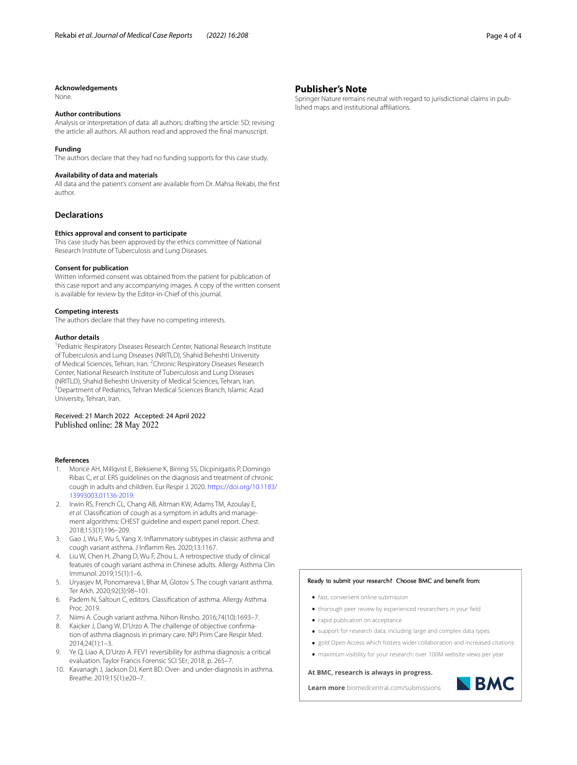### Acknowledgements

None.

### Author contributions

Analysis or interpretation of data: all authors; drafting the article: SD; revising the article: all authors. All authors read and approved the final manuscript.

### Funding

The authors declare that they had no funding supports for this case study.

### Availability of data and materials

All data and the patient's consent are available from Dr. Mahsa Rekabi, the first author.

## Declarations

### Ethics approval and consent to participate

This case study has been approved by the ethics committee of National Research Institute of Tuberculosis and Lung Diseases.

### Consent for publication

Written informed consent was obtained from the patient for publication of this case report and any accompanying images. A copy of the written consent is available for review by the Editor-in-Chief of this journal.

### Competing interests

The authors declare that they have no competing interests.

### Author details

[1]Pediatric Respiratory Diseases Research Center, National Research Institute of Tuberculosis and Lung Diseases (NRITLD), Shahid Beheshti University of Medical Sciences, Tehran, Iran. [2]Chronic Respiratory Diseases Research Center, National Research Institute of Tuberculosis and Lung Diseases (NRITLD), Shahid Beheshti University of Medical Sciences, Tehran, Iran. [3]Department of Pediatrics, Tehran Medical Sciences Branch, Islamic Azad University, Tehran, Iran.

Received: 21 March 2022 Accepted: 24 April 2022
Published online: 28 May 2022

### References

1. Morice AH, Millqvist E, Bieksiene K, Birring SS, Dicpinigaitis P, Domingo Ribas C, *et al*. ERS guidelines on the diagnosis and treatment of chronic cough in adults and children. Eur Respir J. 2020. https://doi.org/10.1183/13993003.01136-2019.
2. Irwin RS, French CL, Chang AB, Altman KW, Adams TM, Azoulay E, *et al*. Classification of cough as a symptom in adults and management algorithms: CHEST guideline and expert panel report. Chest. 2018;153(1):196–209.
3. Gao J, Wu F, Wu S, Yang X. Inflammatory subtypes in classic asthma and cough variant asthma. J Inflamm Res. 2020;13:1167.
4. Liu W, Chen H, Zhang D, Wu F, Zhou L. A retrospective study of clinical features of cough variant asthma in Chinese adults. Allergy Asthma Clin Immunol. 2019;15(1):1–6.
5. Uryasjev M, Ponomareva I, Bhar M, Glotov S. The cough variant asthma. Ter Arkh. 2020;92(3):98–101.
6. Padem N, Saltoun C, editors. Classification of asthma. Allergy Asthma Proc. 2019.
7. Niimi A. Cough variant asthma. Nihon Rinsho. 2016;74(10):1693–7.
8. Kaicker J, Dang W, D'Urzo A. The challenge of objective confirmation of asthma diagnosis in primary care. NPJ Prim Care Respir Med. 2014;24(1):1–3.
9. Ye Q, Liao A, D'Urzo A. FEV1 reversibility for asthma diagnosis: a critical evaluation. Taylor Francis Forensic SCI SEr; 2018. p. 265–7.
10. Kavanagh J, Jackson DJ, Kent BD. Over- and under-diagnosis in asthma. Breathe. 2019;15(1):e20–7.

## Publisher's Note

Springer Nature remains neutral with regard to jurisdictional claims in published maps and institutional affiliations.

Ready to submit your research? Choose BMC and benefit from:

- fast, convenient online submission
- thorough peer review by experienced researchers in your field
- rapid publication on acceptance
- support for research data, including large and complex data types
- gold Open Access which fosters wider collaboration and increased citations
- maximum visibility for your research: over 100M website views per year

**At BMC, research is always in progress.**

**Learn more** biomedcentral.com/submissions

BMC